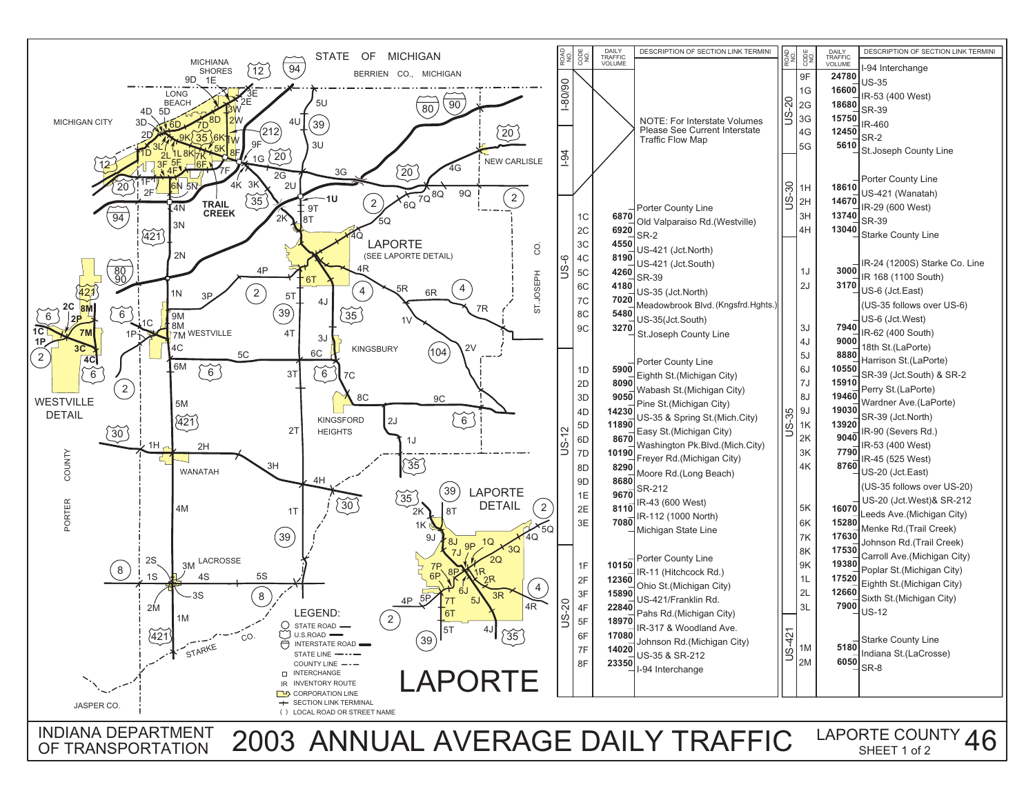# INDIANA DEPARTMENT OF TRANSPORTATION
# 2003 ANNUAL AVERAGE DAILY TRAFFIC
## LAPORTE COUNTY — SHEET 1 of 2

| ROAD NO. | CODE NO. | DAILY TRAFFIC VOLUME | DESCRIPTION OF SECTION LINK TERMINI |
|---|---|---|---|
| I-80/90 | | | NOTE: For Interstate Volumes Please See Current Interstate Traffic Flow Map |
| I-94 | | | |
| US-6 | | | Porter County Line |
| | 1C | 6870 | Old Valparaiso Rd.(Westville) |
| | 2C | 6920 | SR-2 |
| | 3C | 4550 | US-421 (Jct.North) |
| | 4C | 8190 | US-421 (Jct.South) |
| | 5C | 4260 | SR-39 |
| | 6C | 4180 | US-35 (Jct.North) |
| | 7C | 7020 | Meadowbrook Blvd. (Kngsfrd.Hghts.) |
| | 8C | 5480 | US-35(Jct.South) |
| | 9C | 3270 | St.Joseph County Line |
| US-12 | | | Porter County Line |
| | 1D | 5900 | Eighth St.(Michigan City) |
| | 2D | 8090 | Wabash St.(Michigan City) |
| | 3D | 9050 | Pine St.(Michigan City) |
| | 4D | 14230 | US-35 & Spring St.(Mich.City) |
| | 5D | 11890 | Easy St.(Michigan City) |
| | 6D | 8670 | Washington Pk.Blvd.(Mich.City) |
| | 7D | 10190 | Freyer Rd.(Michigan City) |
| | 8D | 8290 | Moore Rd.(Long Beach) |
| | 9D | 8680 | SR-212 |
| | 1E | 9670 | IR-43 (600 West) |
| | 2E | 8110 | IR-112 (1000 North) |
| | 3E | 7080 | Michigan State Line |
| US-20 | | | Porter County Line |
| | 1F | 10150 | IR-11 (Hitchcock Rd.) |
| | 2F | 12360 | Ohio St.(Michigan City) |
| | 3F | 15890 | US-421/Franklin Rd. |
| | 4F | 22840 | Pahs Rd.(Michigan City) |
| | 5F | 18970 | IR-317 & Woodland Ave. |
| | 6F | 17080 | Johnson Rd.(Michigan City) |
| | 7F | 14020 | US-35 & SR-212 |
| | 8F | 23350 | I-94 Interchange |

| ROAD NO. | CODE NO. | DAILY TRAFFIC VOLUME | DESCRIPTION OF SECTION LINK TERMINI |
|---|---|---|---|
| US-20 | | | I-94 Interchange |
| | 9F | 24780 | US-35 |
| | 1G | 16600 | IR-53 (400 West) |
| | 2G | 18680 | SR-39 |
| | 3G | 15750 | IR-460 |
| | 4G | 12450 | SR-2 |
| | 5G | 5610 | St.Joseph County Line |
| US-30 | | | Porter County Line |
| | 1H | 18610 | US-421 (Wanatah) |
| | 2H | 14670 | IR-29 (600 West) |
| | 3H | 13740 | SR-39 |
| | 4H | 13040 | Starke County Line |
| US-35 | | | IR-24 (1200S) Starke Co. Line |
| | 1J | 3000 | IR 168 (1100 South) |
| | 2J | 3170 | US-6 (Jct.East) |
| | | | (US-35 follows over US-6) |
| | | | US-6 (Jct.West) |
| | 3J | 7940 | IR-62 (400 South) |
| | 4J | 9000 | 18th St.(LaPorte) |
| | 5J | 8880 | Harrison St.(LaPorte) |
| | 6J | 10550 | SR-39 (Jct.South) & SR-2 |
| | 7J | 15910 | Perry St.(LaPorte) |
| | 8J | 19460 | Wardner Ave.(LaPorte) |
| | 9J | 19030 | SR-39 (Jct.North) |
| | 1K | 13920 | IR-90 (Severs Rd.) |
| | 2K | 9040 | IR-53 (400 West) |
| | 3K | 7790 | IR-45 (525 West) |
| | 4K | 8760 | US-20 (Jct.East) |
| | | | (US-35 follows over US-20) |
| | | | US-20 (Jct.West)& SR-212 |
| | 5K | 16070 | Leeds Ave.(Michigan City) |
| | 6K | 15280 | Menke Rd.(Trail Creek) |
| | 7K | 17630 | Johnson Rd.(Trail Creek) |
| | 8K | 17530 | Carroll Ave.(Michigan City) |
| | 9K | 19380 | Poplar St.(Michigan City) |
| | 1L | 17520 | Eighth St.(Michigan City) |
| | 2L | 12660 | Sixth St.(Michigan City) |
| | 3L | 7900 | US-12 |
| US-421 | | | Starke County Line |
| | 1M | 5180 | Indiana St.(LaCrosse) |
| | 2M | 6050 | SR-8 |

LEGEND:
- STATE ROAD
- U.S.ROAD
- INTERSTATE ROAD
- STATE LINE
- COUNTY LINE
- INTERCHANGE
- IR INVENTORY ROUTE
- CORPORATION LINE
- SECTION LINK TERMINAL
- ( ) LOCAL ROAD OR STREET NAME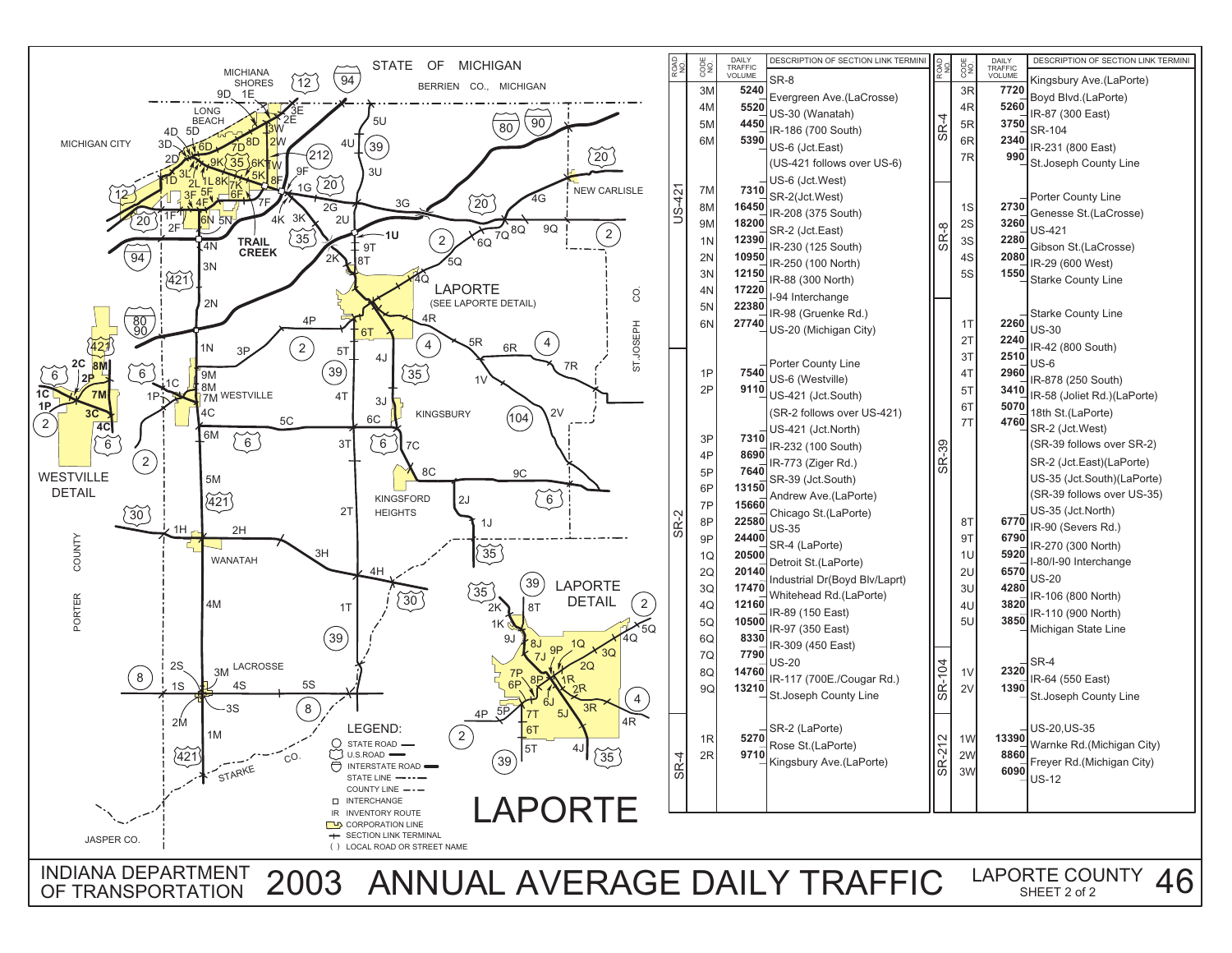# INDIANA DEPARTMENT OF TRANSPORTATION

# 2003 ANNUAL AVERAGE DAILY TRAFFIC

## LAPORTE COUNTY — SHEET 2 of 2

LAPORTE

LEGEND:
- STATE ROAD
- U.S.ROAD
- INTERSTATE ROAD
- STATE LINE
- COUNTY LINE
- INTERCHANGE
- IR INVENTORY ROUTE
- CORPORATION LINE
- SECTION LINK TERMINAL
- ( ) LOCAL ROAD OR STREET NAME

| ROAD NO | CODE NO | DAILY TRAFFIC VOLUME | DESCRIPTION OF SECTION LINK TERMINI |
|---|---|---|---|
| US-421 | | | SR-8 |
| | 3M | 5240 | |
| | | | Evergreen Ave.(LaCrosse) |
| | 4M | 5520 | |
| | | | US-30 (Wanatah) |
| | 5M | 4450 | |
| | | | IR-186 (700 South) |
| | 6M | 5390 | |
| | | | US-6 (Jct.East) |
| | | | (US-421 follows over US-6) |
| | | | US-6 (Jct.West) |
| | 7M | 7310 | |
| | | | SR-2(Jct.West) |
| | 8M | 16450 | |
| | | | IR-208 (375 South) |
| | 9M | 18200 | |
| | | | SR-2 (Jct.East) |
| | 1N | 12390 | |
| | | | IR-230 (125 South) |
| | 2N | 10950 | |
| | | | IR-250 (100 North) |
| | 3N | 12150 | |
| | | | IR-88 (300 North) |
| | 4N | 17220 | |
| | | | I-94 Interchange |
| | 5N | 22380 | |
| | | | IR-98 (Gruenke Rd.) |
| | 6N | 27740 | |
| | | | US-20 (Michigan City) |
| SR-2 | | | Porter County Line |
| | 1P | 7540 | |
| | | | US-6 (Westville) |
| | 2P | 9110 | |
| | | | US-421 (Jct.South) |
| | | | (SR-2 follows over US-421) |
| | | | US-421 (Jct.North) |
| | 3P | 7310 | |
| | | | IR-232 (100 South) |
| | 4P | 8690 | |
| | | | IR-773 (Ziger Rd.) |
| | 5P | 7640 | |
| | | | SR-39 (Jct.South) |
| | 6P | 13150 | |
| | | | Andrew Ave.(LaPorte) |
| | 7P | 15660 | |
| | | | Chicago St.(LaPorte) |
| | 8P | 22580 | |
| | | | US-35 |
| | 9P | 24400 | |
| | | | SR-4 (LaPorte) |
| | 1Q | 20500 | |
| | | | Detroit St.(LaPorte) |
| | 2Q | 20140 | |
| | | | Industrial Dr(Boyd Blv/Laprt) |
| | 3Q | 17470 | |
| | | | Whitehead Rd.(LaPorte) |
| | 4Q | 12160 | |
| | | | IR-89 (150 East) |
| | 5Q | 10500 | |
| | | | IR-97 (350 East) |
| | 6Q | 8330 | |
| | | | IR-309 (450 East) |
| | 7Q | 7790 | |
| | | | US-20 |
| | 8Q | 14760 | |
| | | | IR-117 (700E./Cougar Rd.) |
| | 9Q | 13210 | |
| | | | St.Joseph County Line |
| SR-4 | | | SR-2 (LaPorte) |
| | 1R | 5270 | |
| | | | Rose St.(LaPorte) |
| | 2R | 9710 | |
| | | | Kingsbury Ave.(LaPorte) |
| | 3R | 7720 | |
| | | | Boyd Blvd.(LaPorte) |
| | 4R | 5260 | |
| | | | IR-87 (300 East) |
| | 5R | 3750 | |
| | | | SR-104 |
| | 6R | 2340 | |
| | | | IR-231 (800 East) |
| | 7R | 990 | |
| | | | St.Joseph County Line |
| SR-8 | | | Porter County Line |
| | 1S | 2730 | |
| | | | Genesse St.(LaCrosse) |
| | 2S | 3260 | |
| | | | US-421 |
| | 3S | 2280 | |
| | | | Gibson St.(LaCrosse) |
| | 4S | 2080 | |
| | | | IR-29 (600 West) |
| | 5S | 1550 | |
| | | | Starke County Line |
| SR-39 | | | Starke County Line |
| | 1T | 2260 | |
| | | | US-30 |
| | 2T | 2240 | |
| | | | IR-42 (800 South) |
| | 3T | 2510 | |
| | | | US-6 |
| | 4T | 2960 | |
| | | | IR-878 (250 South) |
| | 5T | 3410 | |
| | | | IR-58 (Joliet Rd.)(LaPorte) |
| | 6T | 5070 | |
| | | | 18th St.(LaPorte) |
| | 7T | 4760 | |
| | | | SR-2 (Jct.West) |
| | | | (SR-39 follows over SR-2) |
| | | | SR-2 (Jct.East)(LaPorte) |
| | | | US-35 (Jct.South)(LaPorte) |
| | | | (SR-39 follows over US-35) |
| | | | US-35 (Jct.North) |
| | 8T | 6770 | |
| | | | IR-90 (Severs Rd.) |
| | 9T | 6790 | |
| | | | IR-270 (300 North) |
| | 1U | 5920 | |
| | | | I-80/I-90 Interchange |
| | 2U | 6570 | |
| | | | US-20 |
| | 3U | 4280 | |
| | | | IR-106 (800 North) |
| | 4U | 3820 | |
| | | | IR-110 (900 North) |
| | 5U | 3850 | |
| | | | Michigan State Line |
| SR-104 | | | SR-4 |
| | 1V | 2320 | |
| | | | IR-64 (550 East) |
| | 2V | 1390 | |
| | | | St.Joseph County Line |
| SR-212 | | | US-20,US-35 |
| | 1W | 13390 | |
| | | | Warnke Rd.(Michigan City) |
| | 2W | 8860 | |
| | | | Freyer Rd.(Michigan City) |
| | 3W | 6090 | |
| | | | US-12 |